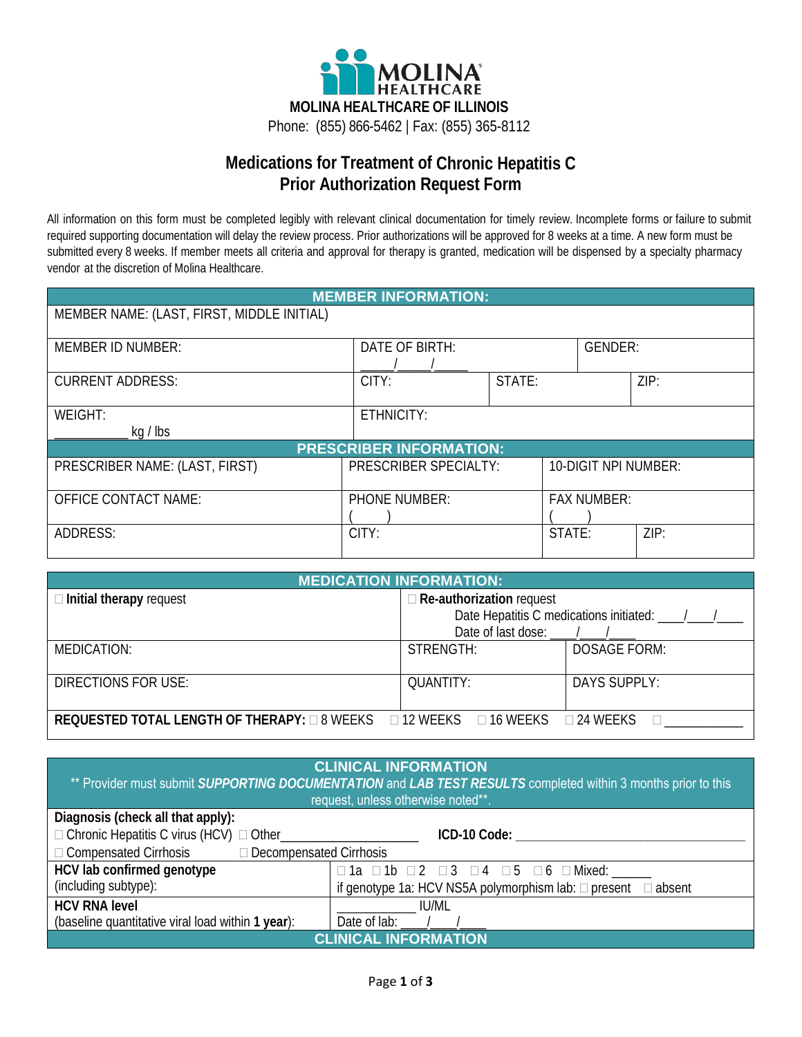**MOLINA HEALTHCARE OF ILLINOIS**

Phone: (855) 866-5462 | Fax: (855) 365-8112

# Medications for Treatment of Chronic Hepatitis C
# Prior Authorization Request Form

All information on this form must be completed legibly with relevant clinical documentation for timely review. Incomplete forms or failure to submit required supporting documentation will delay the review process. Prior authorizations will be approved for 8 weeks at a time. A new form must be submitted every 8 weeks. If member meets all criteria and approval for therapy is granted, medication will be dispensed by a specialty pharmacy vendor at the discretion of Molina Healthcare.

| MEMBER INFORMATION: | | | |
|---|---|---|---|
| MEMBER NAME: (LAST, FIRST, MIDDLE INITIAL) | | | |
| MEMBER ID NUMBER: | DATE OF BIRTH: \_\_\_\_\_/\_\_\_\_\_/\_\_\_\_\_ | | GENDER: |
| CURRENT ADDRESS: | CITY: | STATE: | ZIP: |
| WEIGHT: \_\_\_\_\_\_\_\_\_\_\_ kg / lbs | ETHNICITY: | | |

| PRESCRIBER INFORMATION: | | | |
|---|---|---|---|
| PRESCRIBER NAME: (LAST, FIRST) | PRESCRIBER SPECIALTY: | 10-DIGIT NPI NUMBER: | |
| OFFICE CONTACT NAME: | PHONE NUMBER: ( ) | FAX NUMBER: ( ) | |
| ADDRESS: | CITY: | STATE: | ZIP: |

| MEDICATION INFORMATION: | | |
|---|---|---|
| ☐ **Initial therapy** request | ☐ **Re-authorization** request<br>Date Hepatitis C medications initiated: \_\_\_\_/\_\_\_\_/\_\_\_\_<br>Date of last dose: \_\_\_\_/\_\_\_\_/\_\_\_\_ | |
| MEDICATION: | STRENGTH: | DOSAGE FORM: |
| DIRECTIONS FOR USE: | QUANTITY: | DAYS SUPPLY: |
| **REQUESTED TOTAL LENGTH OF THERAPY:** ☐ 8 WEEKS ☐ 12 WEEKS ☐ 16 WEEKS ☐ 24 WEEKS ☐ \_\_\_\_\_\_\_\_\_\_\_\_ | | |

| CLINICAL INFORMATION<br>\*\* Provider must submit ***SUPPORTING DOCUMENTATION*** and ***LAB TEST RESULTS*** completed within 3 months prior to this request, unless otherwise noted\*\*. | |
|---|---|
| **Diagnosis (check all that apply):**<br>☐ Chronic Hepatitis C virus (HCV) ☐ Other\_\_\_\_\_\_\_\_\_\_\_\_\_\_\_\_\_\_\_\_\_\_ **ICD-10 Code:** \_\_\_\_\_\_\_\_\_\_\_\_\_\_\_\_\_\_\_\_\_\_\_\_\_\_\_\_\_\_\_\_\_\_\_\_<br>☐ Compensated Cirrhosis ☐ Decompensated Cirrhosis | |
| **HCV lab confirmed genotype** (including subtype): | ☐ 1a ☐ 1b ☐ 2 ☐ 3 ☐ 4 ☐ 5 ☐ 6 ☐ Mixed: \_\_\_\_\_\_<br>if genotype 1a: HCV NS5A polymorphism lab: ☐ present ☐ absent |
| **HCV RNA level** (baseline quantitative viral load within **1 year**): | \_\_\_\_\_\_\_\_\_\_\_\_\_ IU/ML<br>Date of lab: \_\_\_\_/\_\_\_\_/\_\_\_\_ |
| CLINICAL INFORMATION | |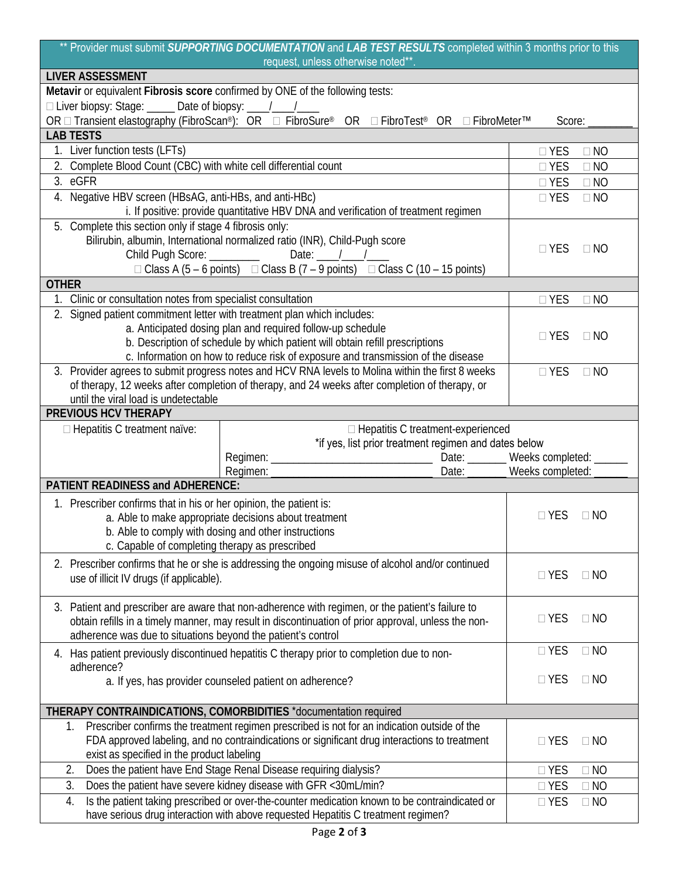** Provider must submit ***SUPPORTING DOCUMENTATION*** and ***LAB TEST RESULTS*** completed within 3 months prior to this request, unless otherwise noted**.

| **LIVER ASSESSMENT** | |
|---|---|
| **Metavir** or equivalent **Fibrosis score** confirmed by ONE of the following tests:<br>□ Liver biopsy: Stage: _____ Date of biopsy: ____/____/____<br>OR □ Transient elastography (FibroScan®): OR □ FibroSure® OR □ FibroTest® OR □ FibroMeter™ Score: ________ | |
| **LAB TESTS** | |
| 1. Liver function tests (LFTs) | □ YES □ NO |
| 2. Complete Blood Count (CBC) with white cell differential count | □ YES □ NO |
| 3. eGFR | □ YES □ NO |
| 4. Negative HBV screen (HBsAG, anti-HBs, and anti-HBc)<br>i. If positive: provide quantitative HBV DNA and verification of treatment regimen | □ YES □ NO |
| 5. Complete this section only if stage 4 fibrosis only:<br>Bilirubin, albumin, International normalized ratio (INR), Child-Pugh score<br>Child Pugh Score: _________ Date: ____/____/____<br>□ Class A (5 – 6 points) □ Class B (7 – 9 points) □ Class C (10 – 15 points) | □ YES □ NO |
| **OTHER** | |
| 1. Clinic or consultation notes from specialist consultation | □ YES □ NO |
| 2. Signed patient commitment letter with treatment plan which includes:<br>a. Anticipated dosing plan and required follow-up schedule<br>b. Description of schedule by which patient will obtain refill prescriptions<br>c. Information on how to reduce risk of exposure and transmission of the disease | □ YES □ NO |
| 3. Provider agrees to submit progress notes and HCV RNA levels to Molina within the first 8 weeks of therapy, 12 weeks after completion of therapy, and 24 weeks after completion of therapy, or until the viral load is undetectable | □ YES □ NO |

| **PREVIOUS HCV THERAPY** | |
|---|---|
| □ Hepatitis C treatment naïve: | □ Hepatitis C treatment-experienced<br>*if yes, list prior treatment regimen and dates below<br>Regimen: ____________________________ Date: _______ Weeks completed: ______<br>Regimen: ____________________________ Date: _______ Weeks completed: ______ |

| **PATIENT READINESS and ADHERENCE:** | |
|---|---|
| 1. Prescriber confirms that in his or her opinion, the patient is:<br>a. Able to make appropriate decisions about treatment<br>b. Able to comply with dosing and other instructions<br>c. Capable of completing therapy as prescribed | □ YES □ NO |
| 2. Prescriber confirms that he or she is addressing the ongoing misuse of alcohol and/or continued use of illicit IV drugs (if applicable). | □ YES □ NO |
| 3. Patient and prescriber are aware that non-adherence with regimen, or the patient's failure to obtain refills in a timely manner, may result in discontinuation of prior approval, unless the non-adherence was due to situations beyond the patient's control | □ YES □ NO |
| 4. Has patient previously discontinued hepatitis C therapy prior to completion due to non-adherence?<br>a. If yes, has provider counseled patient on adherence? | □ YES □ NO<br>□ YES □ NO |
| **THERAPY CONTRAINDICATIONS, COMORBIDITIES** *documentation required | |
| 1. Prescriber confirms the treatment regimen prescribed is not for an indication outside of the FDA approved labeling, and no contraindications or significant drug interactions to treatment exist as specified in the product labeling | □ YES □ NO |
| 2. Does the patient have End Stage Renal Disease requiring dialysis? | □ YES □ NO |
| 3. Does the patient have severe kidney disease with GFR <30mL/min? | □ YES □ NO |
| 4. Is the patient taking prescribed or over-the-counter medication known to be contraindicated or have serious drug interaction with above requested Hepatitis C treatment regimen? | □ YES □ NO |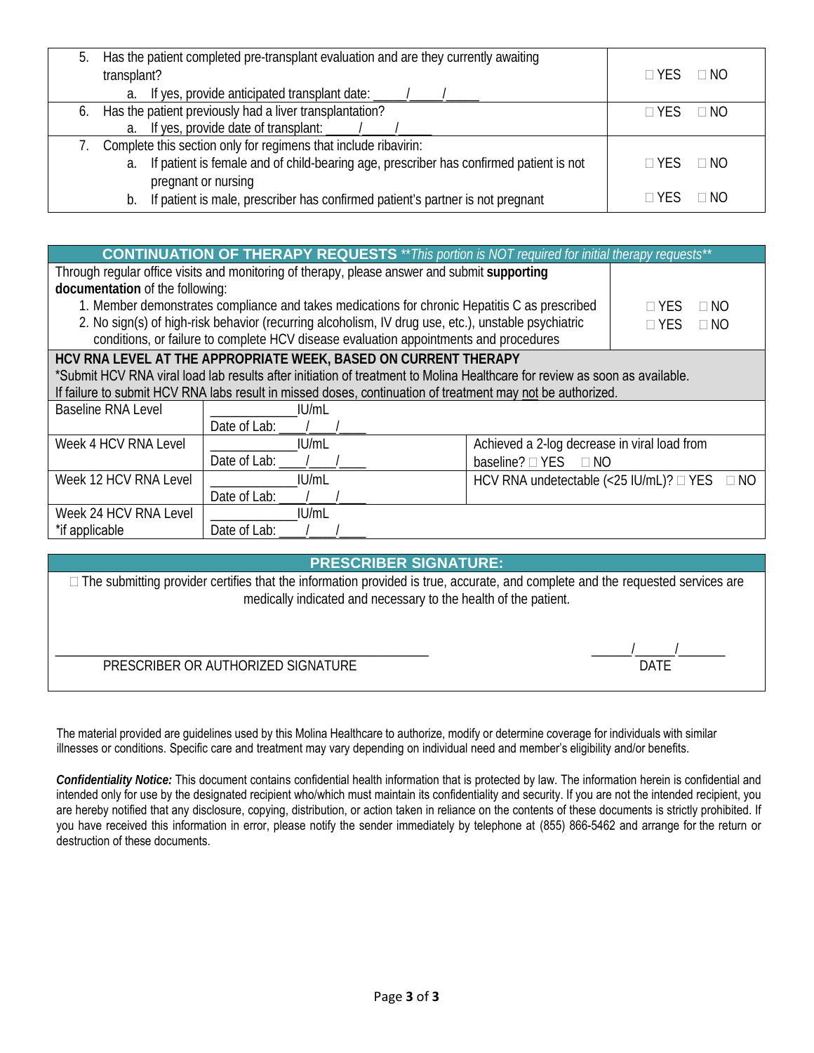| | |
|---|---|
| 5. Has the patient completed pre-transplant evaluation and are they currently awaiting transplant?<br>a. If yes, provide anticipated transplant date: _____/_____/_____ | ☐ YES ☐ NO |
| 6. Has the patient previously had a liver transplantation?<br>a. If yes, provide date of transplant: _____/_____/_____ | ☐ YES ☐ NO |
| 7. Complete this section only for regimens that include ribavirin:<br>a. If patient is female and of child-bearing age, prescriber has confirmed patient is not pregnant or nursing<br>b. If patient is male, prescriber has confirmed patient's partner is not pregnant | ☐ YES ☐ NO<br><br>☐ YES ☐ NO |

## CONTINUATION OF THERAPY REQUESTS *\*\*This portion is NOT required for initial therapy requests\*\**

| | |
|---|---|
| Through regular office visits and monitoring of therapy, please answer and submit **supporting documentation** of the following:<br>1. Member demonstrates compliance and takes medications for chronic Hepatitis C as prescribed<br>2. No sign(s) of high-risk behavior (recurring alcoholism, IV drug use, etc.), unstable psychiatric conditions, or failure to complete HCV disease evaluation appointments and procedures | <br><br>☐ YES ☐ NO<br>☐ YES ☐ NO |

**HCV RNA LEVEL AT THE APPROPRIATE WEEK, BASED ON CURRENT THERAPY**

\*Submit HCV RNA viral load lab results after initiation of treatment to Molina Healthcare for review as soon as available.
If failure to submit HCV RNA labs result in missed doses, continuation of treatment may not be authorized.

| | | |
|---|---|---|
| Baseline RNA Level | ____________IU/mL<br>Date of Lab: ____/____/____ | |
| Week 4 HCV RNA Level | ____________IU/mL<br>Date of Lab: ____/____/____ | Achieved a 2-log decrease in viral load from baseline? ☐ YES ☐ NO |
| Week 12 HCV RNA Level | ____________IU/mL<br>Date of Lab: ____/____/____ | HCV RNA undetectable (<25 IU/mL)? ☐ YES ☐ NO |
| Week 24 HCV RNA Level<br>*if applicable | ____________IU/mL<br>Date of Lab: ____/____/____ | |

## PRESCRIBER SIGNATURE:

☐ The submitting provider certifies that the information provided is true, accurate, and complete and the requested services are medically indicated and necessary to the health of the patient.

_______________________________________________ PRESCRIBER OR AUTHORIZED SIGNATURE

______/______/_______ DATE

The material provided are guidelines used by this Molina Healthcare to authorize, modify or determine coverage for individuals with similar illnesses or conditions. Specific care and treatment may vary depending on individual need and member's eligibility and/or benefits.

***Confidentiality Notice:*** This document contains confidential health information that is protected by law. The information herein is confidential and intended only for use by the designated recipient who/which must maintain its confidentiality and security. If you are not the intended recipient, you are hereby notified that any disclosure, copying, distribution, or action taken in reliance on the contents of these documents is strictly prohibited. If you have received this information in error, please notify the sender immediately by telephone at (855) 866-5462 and arrange for the return or destruction of these documents.